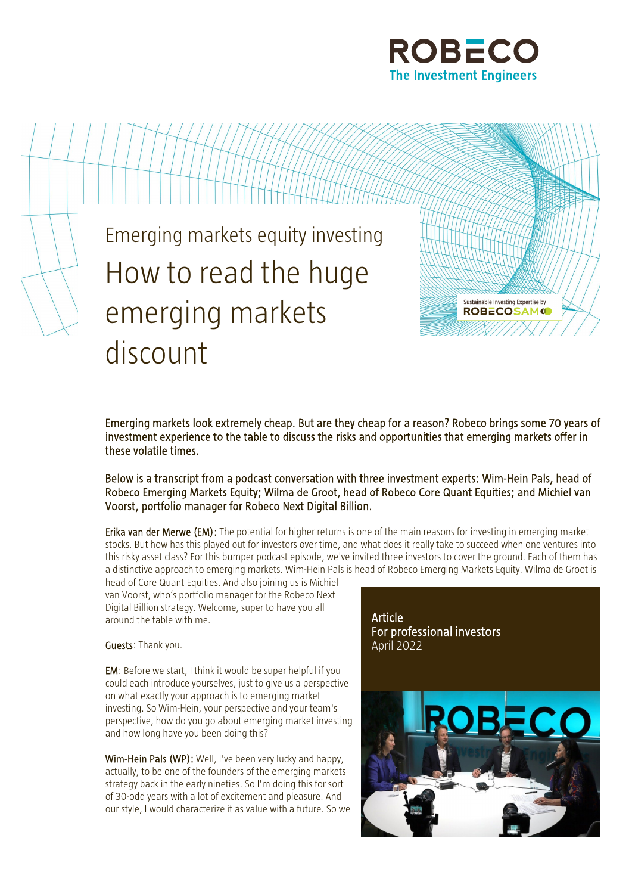Emerging markets equity investing

# How to read the huge emerging markets discount

**Emerging markets look extremely cheap. But are they cheap for a reason? Robeco brings some 70 years of investment experience to the table to discuss the risks and opportunities that emerging markets offer in these volatile times.**

**Below is a transcript from a podcast conversation with three investment experts: Wim-Hein Pals, head of Robeco Emerging Markets Equity; Wilma de Groot, head of Robeco Core Quant Equities; and Michiel van Voorst, portfolio manager for Robeco Next Digital Billion.**

Article
For professional investors
April 2022

**Erika van der Merwe (EM):** The potential for higher returns is one of the main reasons for investing in emerging market stocks. But how has this played out for investors over time, and what does it really take to succeed when one ventures into this risky asset class? For this bumper podcast episode, we've invited three investors to cover the ground. Each of them has a distinctive approach to emerging markets. Wim-Hein Pals is head of Robeco Emerging Markets Equity. Wilma de Groot is head of Core Quant Equities. And also joining us is Michiel van Voorst, who's portfolio manager for the Robeco Next Digital Billion strategy. Welcome, super to have you all around the table with me.

**Guests**: Thank you.

**EM**: Before we start, I think it would be super helpful if you could each introduce yourselves, just to give us a perspective on what exactly your approach is to emerging market investing. So Wim-Hein, your perspective and your team's perspective, how do you go about emerging market investing and how long have you been doing this?

**Wim-Hein Pals (WP):** Well, I've been very lucky and happy, actually, to be one of the founders of the emerging markets strategy back in the early nineties. So I'm doing this for sort of 30-odd years with a lot of excitement and pleasure. And our style, I would characterize it as value with a future. So we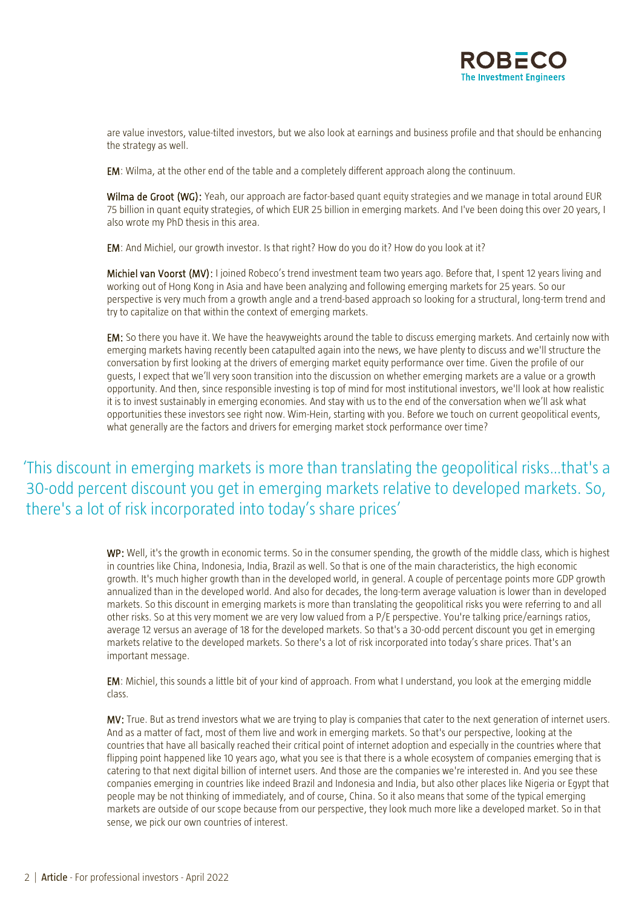are value investors, value-tilted investors, but we also look at earnings and business profile and that should be enhancing the strategy as well.

**EM**: Wilma, at the other end of the table and a completely different approach along the continuum.

**Wilma de Groot (WG):** Yeah, our approach are factor-based quant equity strategies and we manage in total around EUR 75 billion in quant equity strategies, of which EUR 25 billion in emerging markets. And I've been doing this over 20 years, I also wrote my PhD thesis in this area.

**EM**: And Michiel, our growth investor. Is that right? How do you do it? How do you look at it?

**Michiel van Voorst (MV):** I joined Robeco's trend investment team two years ago. Before that, I spent 12 years living and working out of Hong Kong in Asia and have been analyzing and following emerging markets for 25 years. So our perspective is very much from a growth angle and a trend-based approach so looking for a structural, long-term trend and try to capitalize on that within the context of emerging markets.

**EM:** So there you have it. We have the heavyweights around the table to discuss emerging markets. And certainly now with emerging markets having recently been catapulted again into the news, we have plenty to discuss and we'll structure the conversation by first looking at the drivers of emerging market equity performance over time. Given the profile of our guests, I expect that we'll very soon transition into the discussion on whether emerging markets are a value or a growth opportunity. And then, since responsible investing is top of mind for most institutional investors, we'll look at how realistic it is to invest sustainably in emerging economies. And stay with us to the end of the conversation when we'll ask what opportunities these investors see right now. Wim-Hein, starting with you. Before we touch on current geopolitical events, what generally are the factors and drivers for emerging market stock performance over time?

> 'This discount in emerging markets is more than translating the geopolitical risks…that's a 30-odd percent discount you get in emerging markets relative to developed markets. So, there's a lot of risk incorporated into today's share prices'

**WP:** Well, it's the growth in economic terms. So in the consumer spending, the growth of the middle class, which is highest in countries like China, Indonesia, India, Brazil as well. So that is one of the main characteristics, the high economic growth. It's much higher growth than in the developed world, in general. A couple of percentage points more GDP growth annualized than in the developed world. And also for decades, the long-term average valuation is lower than in developed markets. So this discount in emerging markets is more than translating the geopolitical risks you were referring to and all other risks. So at this very moment we are very low valued from a P/E perspective. You're talking price/earnings ratios, average 12 versus an average of 18 for the developed markets. So that's a 30-odd percent discount you get in emerging markets relative to the developed markets. So there's a lot of risk incorporated into today's share prices. That's an important message.

**EM**: Michiel, this sounds a little bit of your kind of approach. From what I understand, you look at the emerging middle class.

**MV:** True. But as trend investors what we are trying to play is companies that cater to the next generation of internet users. And as a matter of fact, most of them live and work in emerging markets. So that's our perspective, looking at the countries that have all basically reached their critical point of internet adoption and especially in the countries where that flipping point happened like 10 years ago, what you see is that there is a whole ecosystem of companies emerging that is catering to that next digital billion of internet users. And those are the companies we're interested in. And you see these companies emerging in countries like indeed Brazil and Indonesia and India, but also other places like Nigeria or Egypt that people may be not thinking of immediately, and of course, China. So it also means that some of the typical emerging markets are outside of our scope because from our perspective, they look much more like a developed market. So in that sense, we pick our own countries of interest.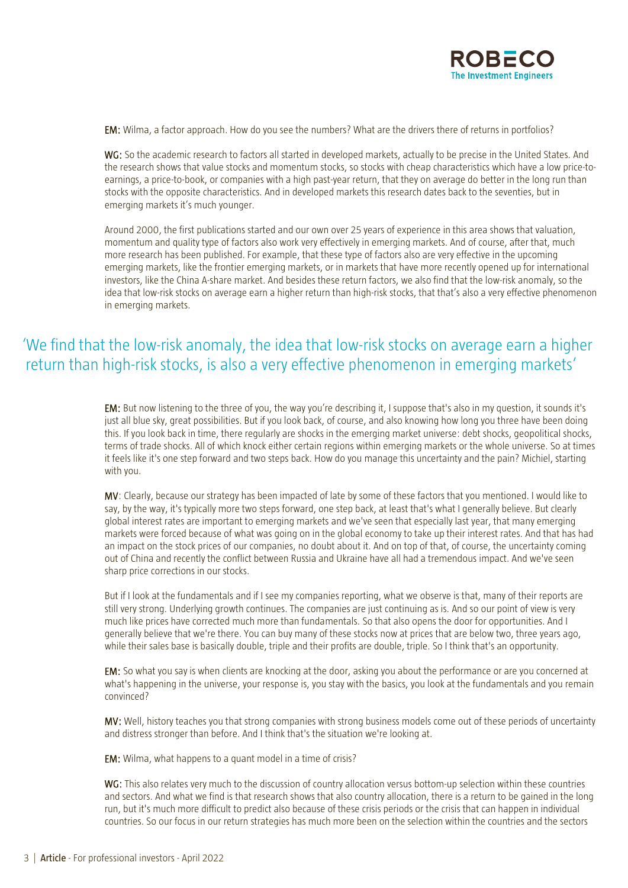**EM:** Wilma, a factor approach. How do you see the numbers? What are the drivers there of returns in portfolios?

**WG:** So the academic research to factors all started in developed markets, actually to be precise in the United States. And the research shows that value stocks and momentum stocks, so stocks with cheap characteristics which have a low price-to-earnings, a price-to-book, or companies with a high past-year return, that they on average do better in the long run than stocks with the opposite characteristics. And in developed markets this research dates back to the seventies, but in emerging markets it's much younger.

Around 2000, the first publications started and our own over 25 years of experience in this area shows that valuation, momentum and quality type of factors also work very effectively in emerging markets. And of course, after that, much more research has been published. For example, that these type of factors also are very effective in the upcoming emerging markets, like the frontier emerging markets, or in markets that have more recently opened up for international investors, like the China A-share market. And besides these return factors, we also find that the low-risk anomaly, so the idea that low-risk stocks on average earn a higher return than high-risk stocks, that that's also a very effective phenomenon in emerging markets.

## 'We find that the low-risk anomaly, the idea that low-risk stocks on average earn a higher return than high-risk stocks, is also a very effective phenomenon in emerging markets'

**EM:** But now listening to the three of you, the way you're describing it, I suppose that's also in my question, it sounds it's just all blue sky, great possibilities. But if you look back, of course, and also knowing how long you three have been doing this. If you look back in time, there regularly are shocks in the emerging market universe: debt shocks, geopolitical shocks, terms of trade shocks. All of which knock either certain regions within emerging markets or the whole universe. So at times it feels like it's one step forward and two steps back. How do you manage this uncertainty and the pain? Michiel, starting with you.

**MV**: Clearly, because our strategy has been impacted of late by some of these factors that you mentioned. I would like to say, by the way, it's typically more two steps forward, one step back, at least that's what I generally believe. But clearly global interest rates are important to emerging markets and we've seen that especially last year, that many emerging markets were forced because of what was going on in the global economy to take up their interest rates. And that has had an impact on the stock prices of our companies, no doubt about it. And on top of that, of course, the uncertainty coming out of China and recently the conflict between Russia and Ukraine have all had a tremendous impact. And we've seen sharp price corrections in our stocks.

But if I look at the fundamentals and if I see my companies reporting, what we observe is that, many of their reports are still very strong. Underlying growth continues. The companies are just continuing as is. And so our point of view is very much like prices have corrected much more than fundamentals. So that also opens the door for opportunities. And I generally believe that we're there. You can buy many of these stocks now at prices that are below two, three years ago, while their sales base is basically double, triple and their profits are double, triple. So I think that's an opportunity.

**EM:** So what you say is when clients are knocking at the door, asking you about the performance or are you concerned at what's happening in the universe, your response is, you stay with the basics, you look at the fundamentals and you remain convinced?

**MV:** Well, history teaches you that strong companies with strong business models come out of these periods of uncertainty and distress stronger than before. And I think that's the situation we're looking at.

**EM:** Wilma, what happens to a quant model in a time of crisis?

**WG:** This also relates very much to the discussion of country allocation versus bottom-up selection within these countries and sectors. And what we find is that research shows that also country allocation, there is a return to be gained in the long run, but it's much more difficult to predict also because of these crisis periods or the crisis that can happen in individual countries. So our focus in our return strategies has much more been on the selection within the countries and the sectors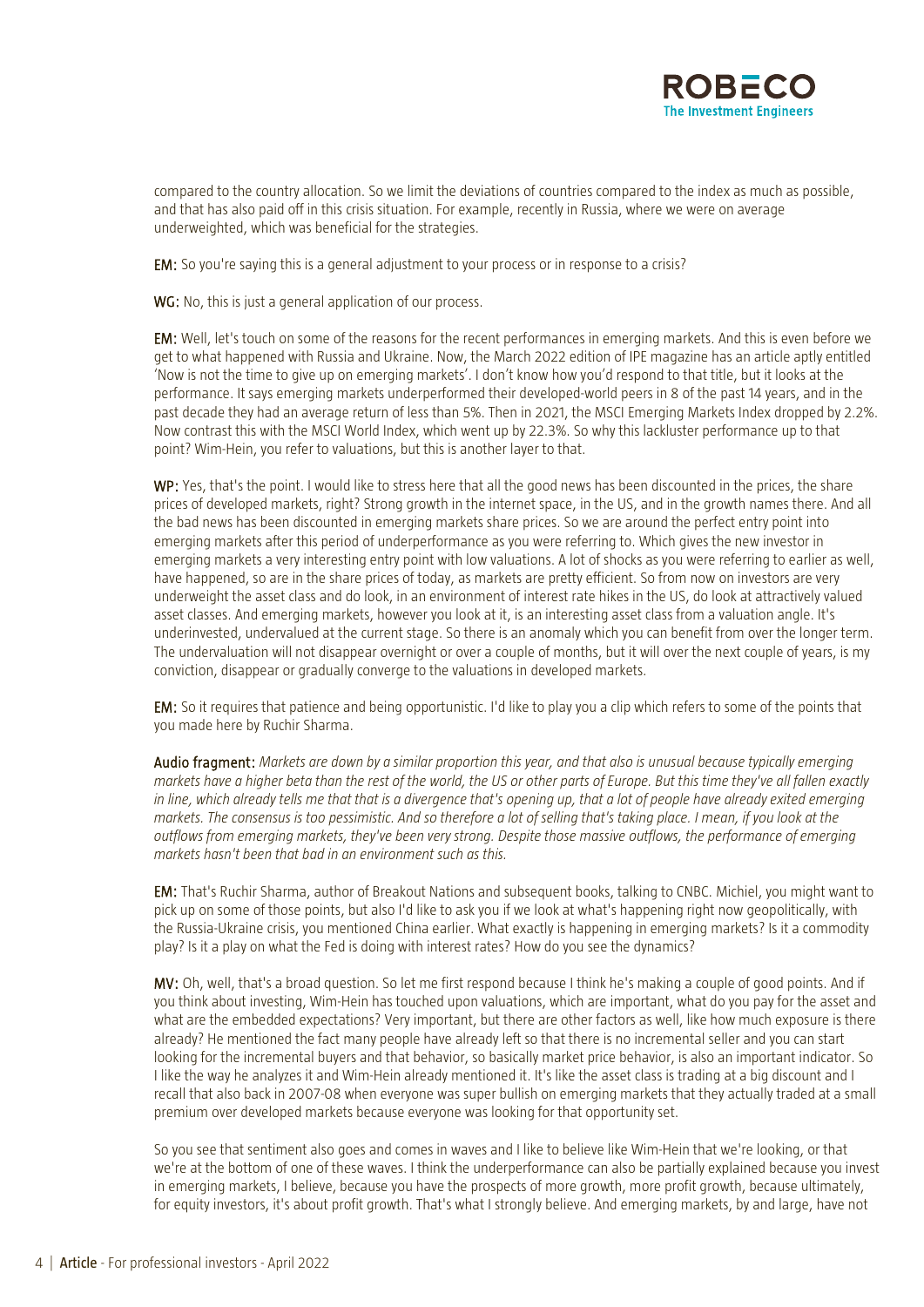compared to the country allocation. So we limit the deviations of countries compared to the index as much as possible, and that has also paid off in this crisis situation. For example, recently in Russia, where we were on average underweighted, which was beneficial for the strategies.

**EM:** So you're saying this is a general adjustment to your process or in response to a crisis?

**WG:** No, this is just a general application of our process.

**EM:** Well, let's touch on some of the reasons for the recent performances in emerging markets. And this is even before we get to what happened with Russia and Ukraine. Now, the March 2022 edition of IPE magazine has an article aptly entitled 'Now is not the time to give up on emerging markets'. I don't know how you'd respond to that title, but it looks at the performance. It says emerging markets underperformed their developed-world peers in 8 of the past 14 years, and in the past decade they had an average return of less than 5%. Then in 2021, the MSCI Emerging Markets Index dropped by 2.2%. Now contrast this with the MSCI World Index, which went up by 22.3%. So why this lackluster performance up to that point? Wim-Hein, you refer to valuations, but this is another layer to that.

**WP:** Yes, that's the point. I would like to stress here that all the good news has been discounted in the prices, the share prices of developed markets, right? Strong growth in the internet space, in the US, and in the growth names there. And all the bad news has been discounted in emerging markets share prices. So we are around the perfect entry point into emerging markets after this period of underperformance as you were referring to. Which gives the new investor in emerging markets a very interesting entry point with low valuations. A lot of shocks as you were referring to earlier as well, have happened, so are in the share prices of today, as markets are pretty efficient. So from now on investors are very underweight the asset class and do look, in an environment of interest rate hikes in the US, do look at attractively valued asset classes. And emerging markets, however you look at it, is an interesting asset class from a valuation angle. It's underinvested, undervalued at the current stage. So there is an anomaly which you can benefit from over the longer term. The undervaluation will not disappear overnight or over a couple of months, but it will over the next couple of years, is my conviction, disappear or gradually converge to the valuations in developed markets.

**EM:** So it requires that patience and being opportunistic. I'd like to play you a clip which refers to some of the points that you made here by Ruchir Sharma.

**Audio fragment:** *Markets are down by a similar proportion this year, and that also is unusual because typically emerging markets have a higher beta than the rest of the world, the US or other parts of Europe. But this time they've all fallen exactly in line, which already tells me that that is a divergence that's opening up, that a lot of people have already exited emerging markets. The consensus is too pessimistic. And so therefore a lot of selling that's taking place. I mean, if you look at the outflows from emerging markets, they've been very strong. Despite those massive outflows, the performance of emerging markets hasn't been that bad in an environment such as this.*

**EM:** That's Ruchir Sharma, author of Breakout Nations and subsequent books, talking to CNBC. Michiel, you might want to pick up on some of those points, but also I'd like to ask you if we look at what's happening right now geopolitically, with the Russia-Ukraine crisis, you mentioned China earlier. What exactly is happening in emerging markets? Is it a commodity play? Is it a play on what the Fed is doing with interest rates? How do you see the dynamics?

**MV:** Oh, well, that's a broad question. So let me first respond because I think he's making a couple of good points. And if you think about investing, Wim-Hein has touched upon valuations, which are important, what do you pay for the asset and what are the embedded expectations? Very important, but there are other factors as well, like how much exposure is there already? He mentioned the fact many people have already left so that there is no incremental seller and you can start looking for the incremental buyers and that behavior, so basically market price behavior, is also an important indicator. So I like the way he analyzes it and Wim-Hein already mentioned it. It's like the asset class is trading at a big discount and I recall that also back in 2007-08 when everyone was super bullish on emerging markets that they actually traded at a small premium over developed markets because everyone was looking for that opportunity set.

So you see that sentiment also goes and comes in waves and I like to believe like Wim-Hein that we're looking, or that we're at the bottom of one of these waves. I think the underperformance can also be partially explained because you invest in emerging markets, I believe, because you have the prospects of more growth, more profit growth, because ultimately, for equity investors, it's about profit growth. That's what I strongly believe. And emerging markets, by and large, have not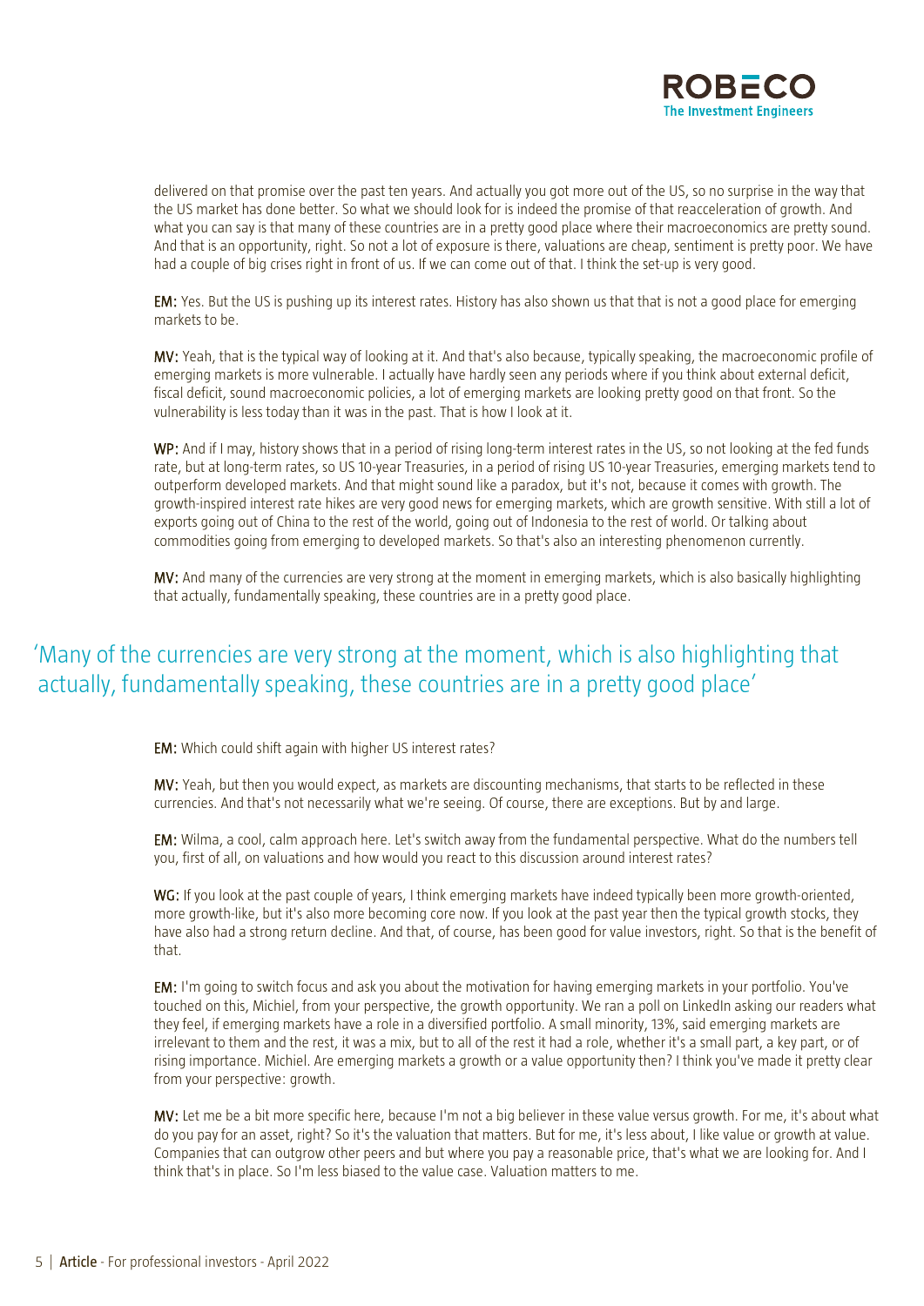delivered on that promise over the past ten years. And actually you got more out of the US, so no surprise in the way that the US market has done better. So what we should look for is indeed the promise of that reacceleration of growth. And what you can say is that many of these countries are in a pretty good place where their macroeconomics are pretty sound. And that is an opportunity, right. So not a lot of exposure is there, valuations are cheap, sentiment is pretty poor. We have had a couple of big crises right in front of us. If we can come out of that. I think the set-up is very good.

**EM:** Yes. But the US is pushing up its interest rates. History has also shown us that that is not a good place for emerging markets to be.

**MV:** Yeah, that is the typical way of looking at it. And that's also because, typically speaking, the macroeconomic profile of emerging markets is more vulnerable. I actually have hardly seen any periods where if you think about external deficit, fiscal deficit, sound macroeconomic policies, a lot of emerging markets are looking pretty good on that front. So the vulnerability is less today than it was in the past. That is how I look at it.

**WP:** And if I may, history shows that in a period of rising long-term interest rates in the US, so not looking at the fed funds rate, but at long-term rates, so US 10-year Treasuries, in a period of rising US 10-year Treasuries, emerging markets tend to outperform developed markets. And that might sound like a paradox, but it's not, because it comes with growth. The growth-inspired interest rate hikes are very good news for emerging markets, which are growth sensitive. With still a lot of exports going out of China to the rest of the world, going out of Indonesia to the rest of world. Or talking about commodities going from emerging to developed markets. So that's also an interesting phenomenon currently.

**MV:** And many of the currencies are very strong at the moment in emerging markets, which is also basically highlighting that actually, fundamentally speaking, these countries are in a pretty good place.

## 'Many of the currencies are very strong at the moment, which is also highlighting that actually, fundamentally speaking, these countries are in a pretty good place'

**EM:** Which could shift again with higher US interest rates?

**MV:** Yeah, but then you would expect, as markets are discounting mechanisms, that starts to be reflected in these currencies. And that's not necessarily what we're seeing. Of course, there are exceptions. But by and large.

**EM:** Wilma, a cool, calm approach here. Let's switch away from the fundamental perspective. What do the numbers tell you, first of all, on valuations and how would you react to this discussion around interest rates?

**WG:** If you look at the past couple of years, I think emerging markets have indeed typically been more growth-oriented, more growth-like, but it's also more becoming core now. If you look at the past year then the typical growth stocks, they have also had a strong return decline. And that, of course, has been good for value investors, right. So that is the benefit of that.

**EM:** I'm going to switch focus and ask you about the motivation for having emerging markets in your portfolio. You've touched on this, Michiel, from your perspective, the growth opportunity. We ran a poll on LinkedIn asking our readers what they feel, if emerging markets have a role in a diversified portfolio. A small minority, 13%, said emerging markets are irrelevant to them and the rest, it was a mix, but to all of the rest it had a role, whether it's a small part, a key part, or of rising importance. Michiel. Are emerging markets a growth or a value opportunity then? I think you've made it pretty clear from your perspective: growth.

**MV:** Let me be a bit more specific here, because I'm not a big believer in these value versus growth. For me, it's about what do you pay for an asset, right? So it's the valuation that matters. But for me, it's less about, I like value or growth at value. Companies that can outgrow other peers and but where you pay a reasonable price, that's what we are looking for. And I think that's in place. So I'm less biased to the value case. Valuation matters to me.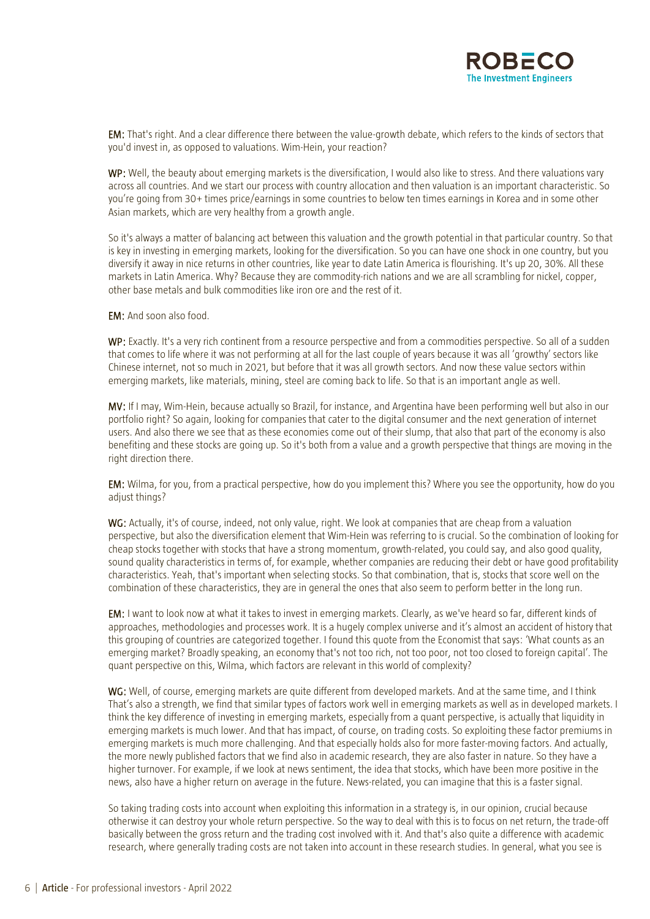**EM:** That's right. And a clear difference there between the value-growth debate, which refers to the kinds of sectors that you'd invest in, as opposed to valuations. Wim-Hein, your reaction?

**WP:** Well, the beauty about emerging markets is the diversification, I would also like to stress. And there valuations vary across all countries. And we start our process with country allocation and then valuation is an important characteristic. So you're going from 30+ times price/earnings in some countries to below ten times earnings in Korea and in some other Asian markets, which are very healthy from a growth angle.

So it's always a matter of balancing act between this valuation and the growth potential in that particular country. So that is key in investing in emerging markets, looking for the diversification. So you can have one shock in one country, but you diversify it away in nice returns in other countries, like year to date Latin America is flourishing. It's up 20, 30%. All these markets in Latin America. Why? Because they are commodity-rich nations and we are all scrambling for nickel, copper, other base metals and bulk commodities like iron ore and the rest of it.

**EM:** And soon also food.

**WP:** Exactly. It's a very rich continent from a resource perspective and from a commodities perspective. So all of a sudden that comes to life where it was not performing at all for the last couple of years because it was all 'growthy' sectors like Chinese internet, not so much in 2021, but before that it was all growth sectors. And now these value sectors within emerging markets, like materials, mining, steel are coming back to life. So that is an important angle as well.

**MV:** If I may, Wim-Hein, because actually so Brazil, for instance, and Argentina have been performing well but also in our portfolio right? So again, looking for companies that cater to the digital consumer and the next generation of internet users. And also there we see that as these economies come out of their slump, that also that part of the economy is also benefiting and these stocks are going up. So it's both from a value and a growth perspective that things are moving in the right direction there.

**EM:** Wilma, for you, from a practical perspective, how do you implement this? Where you see the opportunity, how do you adjust things?

**WG:** Actually, it's of course, indeed, not only value, right. We look at companies that are cheap from a valuation perspective, but also the diversification element that Wim-Hein was referring to is crucial. So the combination of looking for cheap stocks together with stocks that have a strong momentum, growth-related, you could say, and also good quality, sound quality characteristics in terms of, for example, whether companies are reducing their debt or have good profitability characteristics. Yeah, that's important when selecting stocks. So that combination, that is, stocks that score well on the combination of these characteristics, they are in general the ones that also seem to perform better in the long run.

**EM:** I want to look now at what it takes to invest in emerging markets. Clearly, as we've heard so far, different kinds of approaches, methodologies and processes work. It is a hugely complex universe and it's almost an accident of history that this grouping of countries are categorized together. I found this quote from the Economist that says: 'What counts as an emerging market? Broadly speaking, an economy that's not too rich, not too poor, not too closed to foreign capital'. The quant perspective on this, Wilma, which factors are relevant in this world of complexity?

**WG:** Well, of course, emerging markets are quite different from developed markets. And at the same time, and I think That's also a strength, we find that similar types of factors work well in emerging markets as well as in developed markets. I think the key difference of investing in emerging markets, especially from a quant perspective, is actually that liquidity in emerging markets is much lower. And that has impact, of course, on trading costs. So exploiting these factor premiums in emerging markets is much more challenging. And that especially holds also for more faster-moving factors. And actually, the more newly published factors that we find also in academic research, they are also faster in nature. So they have a higher turnover. For example, if we look at news sentiment, the idea that stocks, which have been more positive in the news, also have a higher return on average in the future. News-related, you can imagine that this is a faster signal.

So taking trading costs into account when exploiting this information in a strategy is, in our opinion, crucial because otherwise it can destroy your whole return perspective. So the way to deal with this is to focus on net return, the trade-off basically between the gross return and the trading cost involved with it. And that's also quite a difference with academic research, where generally trading costs are not taken into account in these research studies. In general, what you see is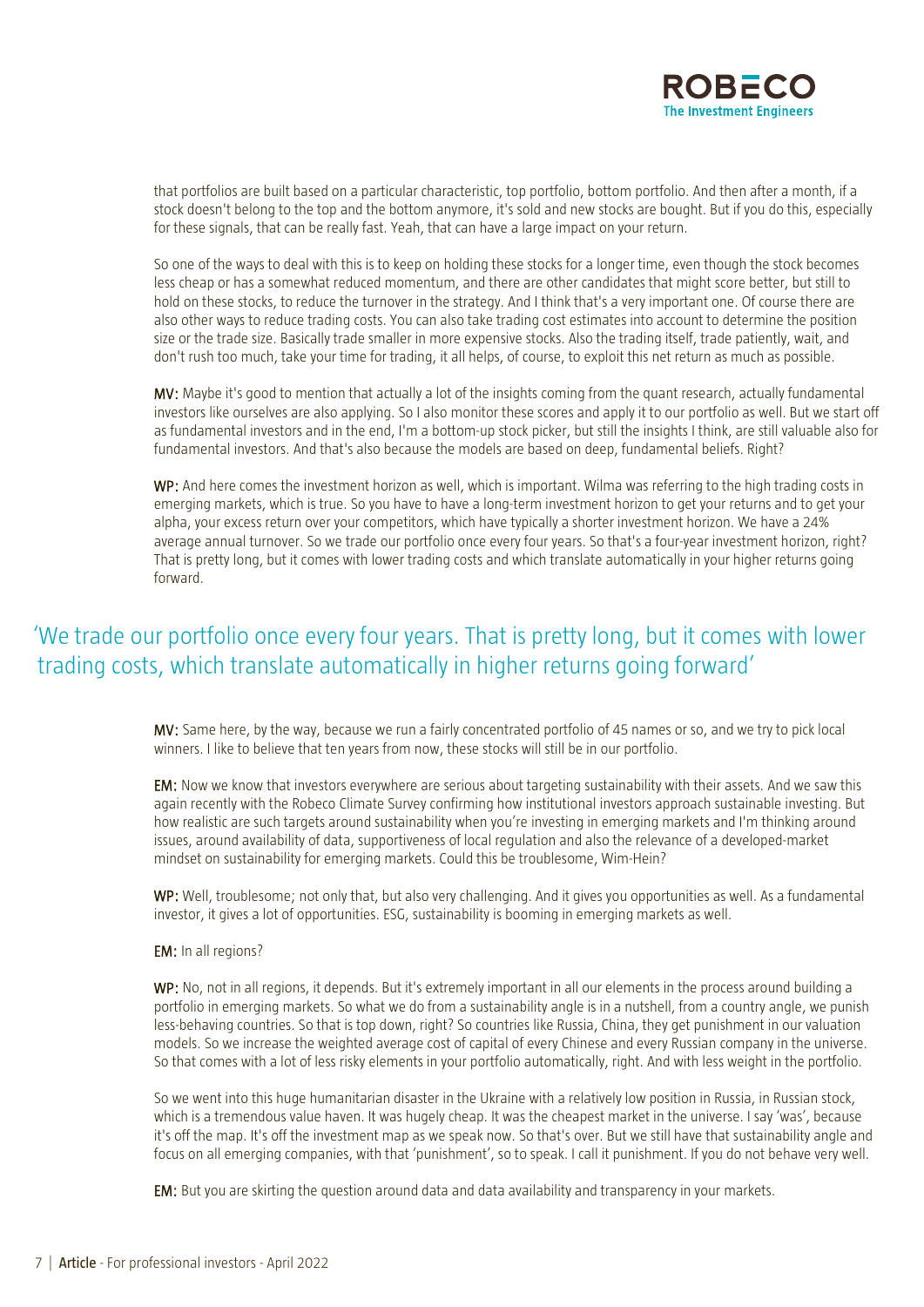that portfolios are built based on a particular characteristic, top portfolio, bottom portfolio. And then after a month, if a stock doesn't belong to the top and the bottom anymore, it's sold and new stocks are bought. But if you do this, especially for these signals, that can be really fast. Yeah, that can have a large impact on your return.

So one of the ways to deal with this is to keep on holding these stocks for a longer time, even though the stock becomes less cheap or has a somewhat reduced momentum, and there are other candidates that might score better, but still to hold on these stocks, to reduce the turnover in the strategy. And I think that's a very important one. Of course there are also other ways to reduce trading costs. You can also take trading cost estimates into account to determine the position size or the trade size. Basically trade smaller in more expensive stocks. Also the trading itself, trade patiently, wait, and don't rush too much, take your time for trading, it all helps, of course, to exploit this net return as much as possible.

**MV:** Maybe it's good to mention that actually a lot of the insights coming from the quant research, actually fundamental investors like ourselves are also applying. So I also monitor these scores and apply it to our portfolio as well. But we start off as fundamental investors and in the end, I'm a bottom-up stock picker, but still the insights I think, are still valuable also for fundamental investors. And that's also because the models are based on deep, fundamental beliefs. Right?

**WP:** And here comes the investment horizon as well, which is important. Wilma was referring to the high trading costs in emerging markets, which is true. So you have to have a long-term investment horizon to get your returns and to get your alpha, your excess return over your competitors, which have typically a shorter investment horizon. We have a 24% average annual turnover. So we trade our portfolio once every four years. So that's a four-year investment horizon, right? That is pretty long, but it comes with lower trading costs and which translate automatically in your higher returns going forward.

> 'We trade our portfolio once every four years. That is pretty long, but it comes with lower trading costs, which translate automatically in higher returns going forward'

**MV:** Same here, by the way, because we run a fairly concentrated portfolio of 45 names or so, and we try to pick local winners. I like to believe that ten years from now, these stocks will still be in our portfolio.

**EM:** Now we know that investors everywhere are serious about targeting sustainability with their assets. And we saw this again recently with the Robeco Climate Survey confirming how institutional investors approach sustainable investing. But how realistic are such targets around sustainability when you're investing in emerging markets and I'm thinking around issues, around availability of data, supportiveness of local regulation and also the relevance of a developed-market mindset on sustainability for emerging markets. Could this be troublesome, Wim-Hein?

**WP:** Well, troublesome; not only that, but also very challenging. And it gives you opportunities as well. As a fundamental investor, it gives a lot of opportunities. ESG, sustainability is booming in emerging markets as well.

**EM:** In all regions?

**WP:** No, not in all regions, it depends. But it's extremely important in all our elements in the process around building a portfolio in emerging markets. So what we do from a sustainability angle is in a nutshell, from a country angle, we punish less-behaving countries. So that is top down, right? So countries like Russia, China, they get punishment in our valuation models. So we increase the weighted average cost of capital of every Chinese and every Russian company in the universe. So that comes with a lot of less risky elements in your portfolio automatically, right. And with less weight in the portfolio.

So we went into this huge humanitarian disaster in the Ukraine with a relatively low position in Russia, in Russian stock, which is a tremendous value haven. It was hugely cheap. It was the cheapest market in the universe. I say 'was', because it's off the map. It's off the investment map as we speak now. So that's over. But we still have that sustainability angle and focus on all emerging companies, with that 'punishment', so to speak. I call it punishment. If you do not behave very well.

**EM:** But you are skirting the question around data and data availability and transparency in your markets.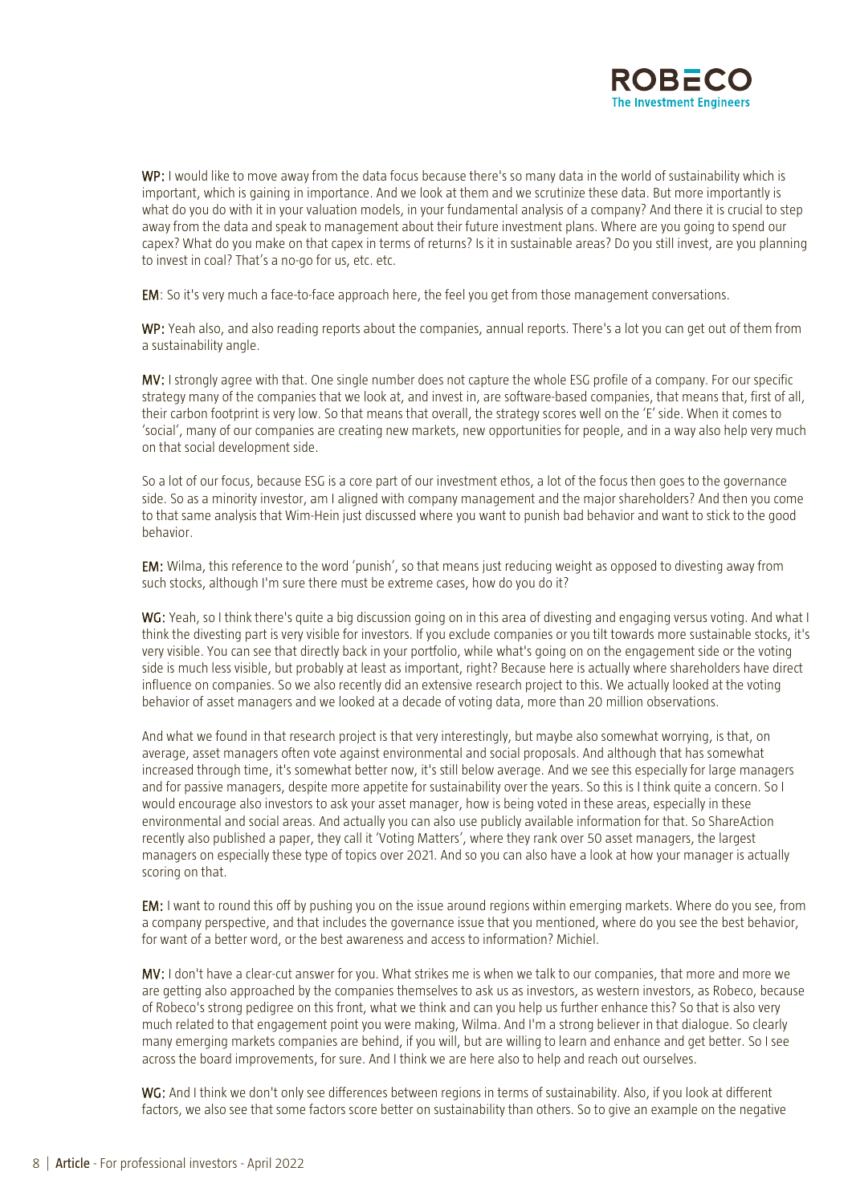**WP:** I would like to move away from the data focus because there's so many data in the world of sustainability which is important, which is gaining in importance. And we look at them and we scrutinize these data. But more importantly is what do you do with it in your valuation models, in your fundamental analysis of a company? And there it is crucial to step away from the data and speak to management about their future investment plans. Where are you going to spend our capex? What do you make on that capex in terms of returns? Is it in sustainable areas? Do you still invest, are you planning to invest in coal? That's a no-go for us, etc. etc.

**EM**: So it's very much a face-to-face approach here, the feel you get from those management conversations.

**WP:** Yeah also, and also reading reports about the companies, annual reports. There's a lot you can get out of them from a sustainability angle.

**MV:** I strongly agree with that. One single number does not capture the whole ESG profile of a company. For our specific strategy many of the companies that we look at, and invest in, are software-based companies, that means that, first of all, their carbon footprint is very low. So that means that overall, the strategy scores well on the 'E' side. When it comes to 'social', many of our companies are creating new markets, new opportunities for people, and in a way also help very much on that social development side.

So a lot of our focus, because ESG is a core part of our investment ethos, a lot of the focus then goes to the governance side. So as a minority investor, am I aligned with company management and the major shareholders? And then you come to that same analysis that Wim-Hein just discussed where you want to punish bad behavior and want to stick to the good behavior.

**EM:** Wilma, this reference to the word 'punish', so that means just reducing weight as opposed to divesting away from such stocks, although I'm sure there must be extreme cases, how do you do it?

**WG:** Yeah, so I think there's quite a big discussion going on in this area of divesting and engaging versus voting. And what I think the divesting part is very visible for investors. If you exclude companies or you tilt towards more sustainable stocks, it's very visible. You can see that directly back in your portfolio, while what's going on on the engagement side or the voting side is much less visible, but probably at least as important, right? Because here is actually where shareholders have direct influence on companies. So we also recently did an extensive research project to this. We actually looked at the voting behavior of asset managers and we looked at a decade of voting data, more than 20 million observations.

And what we found in that research project is that very interestingly, but maybe also somewhat worrying, is that, on average, asset managers often vote against environmental and social proposals. And although that has somewhat increased through time, it's somewhat better now, it's still below average. And we see this especially for large managers and for passive managers, despite more appetite for sustainability over the years. So this is I think quite a concern. So I would encourage also investors to ask your asset manager, how is being voted in these areas, especially in these environmental and social areas. And actually you can also use publicly available information for that. So ShareAction recently also published a paper, they call it 'Voting Matters', where they rank over 50 asset managers, the largest managers on especially these type of topics over 2021. And so you can also have a look at how your manager is actually scoring on that.

**EM:** I want to round this off by pushing you on the issue around regions within emerging markets. Where do you see, from a company perspective, and that includes the governance issue that you mentioned, where do you see the best behavior, for want of a better word, or the best awareness and access to information? Michiel.

**MV:** I don't have a clear-cut answer for you. What strikes me is when we talk to our companies, that more and more we are getting also approached by the companies themselves to ask us as investors, as western investors, as Robeco, because of Robeco's strong pedigree on this front, what we think and can you help us further enhance this? So that is also very much related to that engagement point you were making, Wilma. And I'm a strong believer in that dialogue. So clearly many emerging markets companies are behind, if you will, but are willing to learn and enhance and get better. So I see across the board improvements, for sure. And I think we are here also to help and reach out ourselves.

**WG:** And I think we don't only see differences between regions in terms of sustainability. Also, if you look at different factors, we also see that some factors score better on sustainability than others. So to give an example on the negative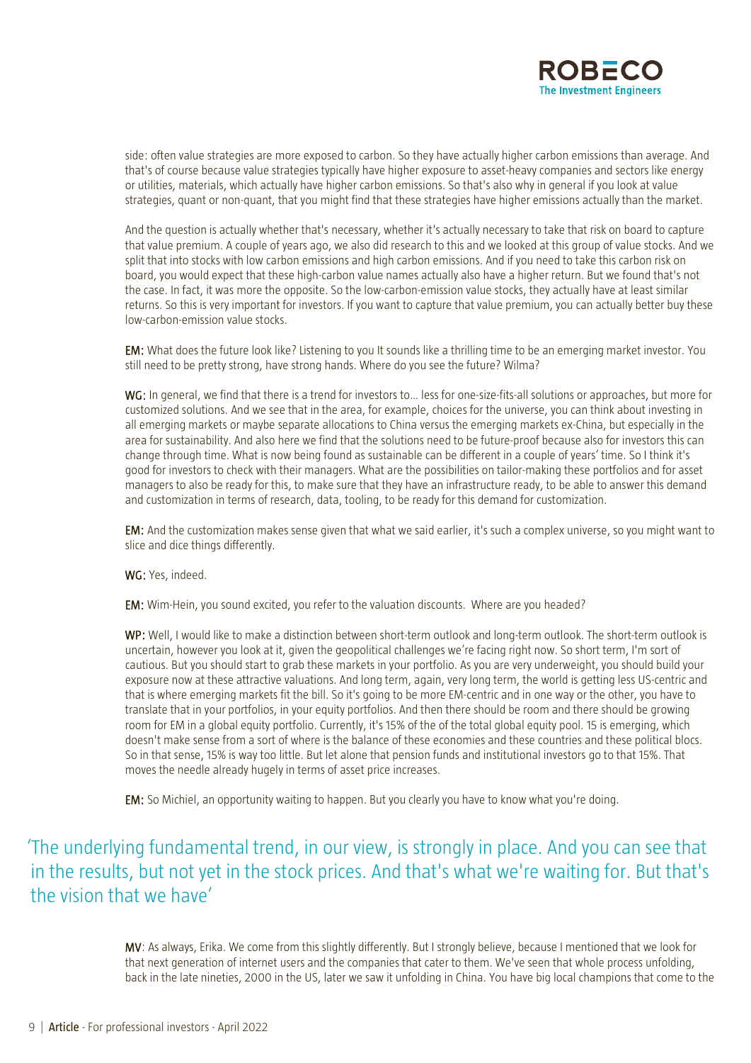side: often value strategies are more exposed to carbon. So they have actually higher carbon emissions than average. And that's of course because value strategies typically have higher exposure to asset-heavy companies and sectors like energy or utilities, materials, which actually have higher carbon emissions. So that's also why in general if you look at value strategies, quant or non-quant, that you might find that these strategies have higher emissions actually than the market.

And the question is actually whether that's necessary, whether it's actually necessary to take that risk on board to capture that value premium. A couple of years ago, we also did research to this and we looked at this group of value stocks. And we split that into stocks with low carbon emissions and high carbon emissions. And if you need to take this carbon risk on board, you would expect that these high-carbon value names actually also have a higher return. But we found that's not the case. In fact, it was more the opposite. So the low-carbon-emission value stocks, they actually have at least similar returns. So this is very important for investors. If you want to capture that value premium, you can actually better buy these low-carbon-emission value stocks.

**EM:** What does the future look like? Listening to you It sounds like a thrilling time to be an emerging market investor. You still need to be pretty strong, have strong hands. Where do you see the future? Wilma?

**WG:** In general, we find that there is a trend for investors to… less for one-size-fits-all solutions or approaches, but more for customized solutions. And we see that in the area, for example, choices for the universe, you can think about investing in all emerging markets or maybe separate allocations to China versus the emerging markets ex-China, but especially in the area for sustainability. And also here we find that the solutions need to be future-proof because also for investors this can change through time. What is now being found as sustainable can be different in a couple of years' time. So I think it's good for investors to check with their managers. What are the possibilities on tailor-making these portfolios and for asset managers to also be ready for this, to make sure that they have an infrastructure ready, to be able to answer this demand and customization in terms of research, data, tooling, to be ready for this demand for customization.

**EM:** And the customization makes sense given that what we said earlier, it's such a complex universe, so you might want to slice and dice things differently.

**WG:** Yes, indeed.

**EM:** Wim-Hein, you sound excited, you refer to the valuation discounts. Where are you headed?

**WP:** Well, I would like to make a distinction between short-term outlook and long-term outlook. The short-term outlook is uncertain, however you look at it, given the geopolitical challenges we're facing right now. So short term, I'm sort of cautious. But you should start to grab these markets in your portfolio. As you are very underweight, you should build your exposure now at these attractive valuations. And long term, again, very long term, the world is getting less US-centric and that is where emerging markets fit the bill. So it's going to be more EM-centric and in one way or the other, you have to translate that in your portfolios, in your equity portfolios. And then there should be room and there should be growing room for EM in a global equity portfolio. Currently, it's 15% of the of the total global equity pool. 15 is emerging, which doesn't make sense from a sort of where is the balance of these economies and these countries and these political blocs. So in that sense, 15% is way too little. But let alone that pension funds and institutional investors go to that 15%. That moves the needle already hugely in terms of asset price increases.

**EM:** So Michiel, an opportunity waiting to happen. But you clearly you have to know what you're doing.

> 'The underlying fundamental trend, in our view, is strongly in place. And you can see that in the results, but not yet in the stock prices. And that's what we're waiting for. But that's the vision that we have'

**MV**: As always, Erika. We come from this slightly differently. But I strongly believe, because I mentioned that we look for that next generation of internet users and the companies that cater to them. We've seen that whole process unfolding, back in the late nineties, 2000 in the US, later we saw it unfolding in China. You have big local champions that come to the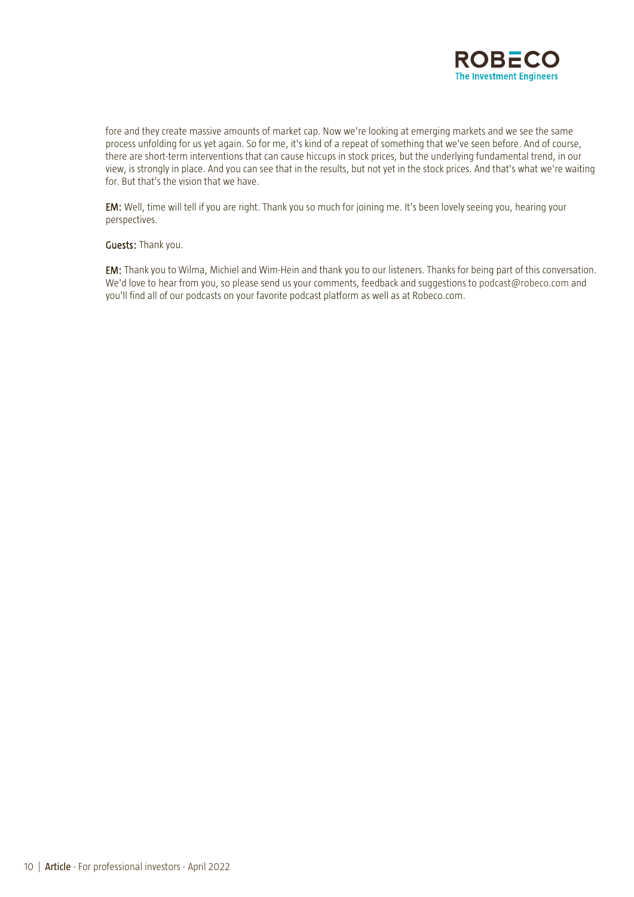fore and they create massive amounts of market cap. Now we're looking at emerging markets and we see the same process unfolding for us yet again. So for me, it's kind of a repeat of something that we've seen before. And of course, there are short-term interventions that can cause hiccups in stock prices, but the underlying fundamental trend, in our view, is strongly in place. And you can see that in the results, but not yet in the stock prices. And that's what we're waiting for. But that's the vision that we have.

**EM:** Well, time will tell if you are right. Thank you so much for joining me. It's been lovely seeing you, hearing your perspectives.

**Guests:** Thank you.

**EM:** Thank you to Wilma, Michiel and Wim-Hein and thank you to our listeners. Thanks for being part of this conversation. We'd love to hear from you, so please send us your comments, feedback and suggestions to podcast@robeco.com and you'll find all of our podcasts on your favorite podcast platform as well as at Robeco.com.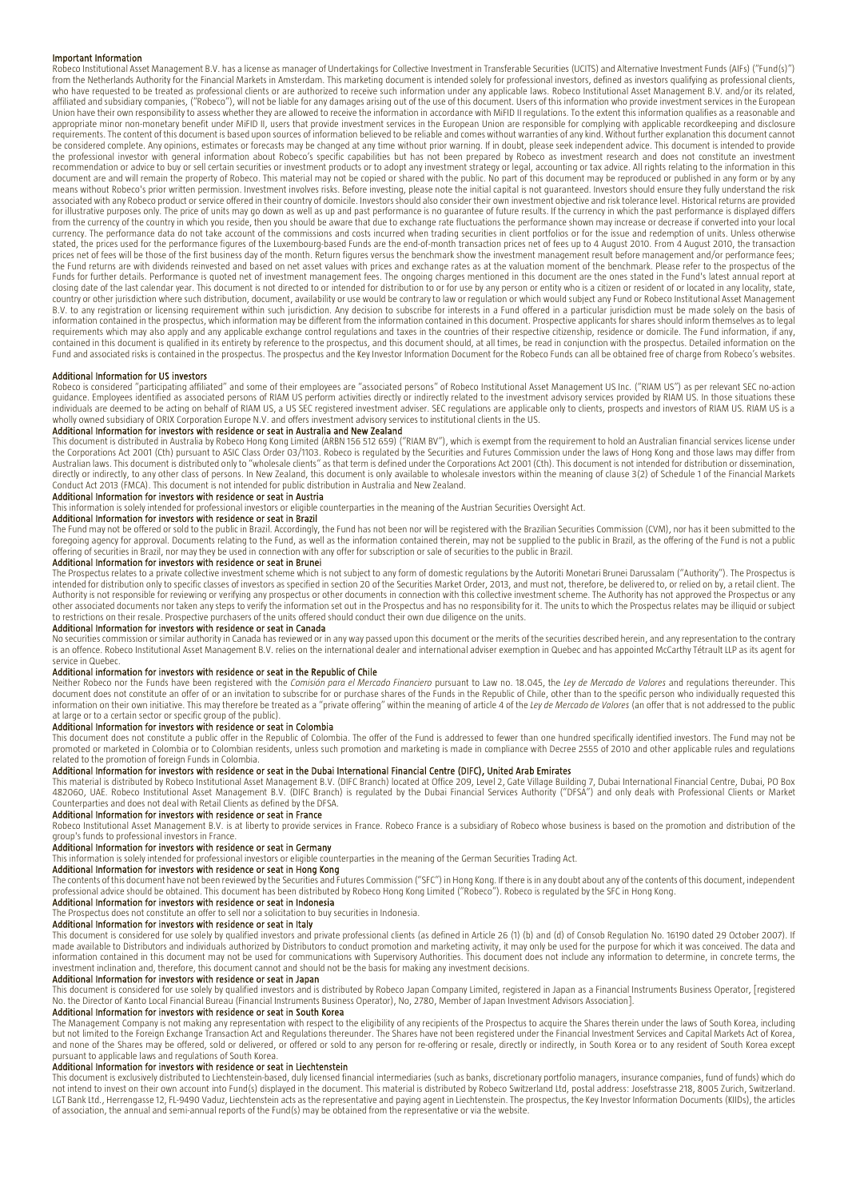### Important Information

Robeco Institutional Asset Management B.V. has a license as manager of Undertakings for Collective Investment in Transferable Securities (UCITS) and Alternative Investment Funds (AIFs) ("Fund(s)") from the Netherlands Authority for the Financial Markets in Amsterdam. This marketing document is intended solely for professional investors, defined as investors qualifying as professional clients, who have requested to be treated as professional clients or are authorized to receive such information under any applicable laws. Robeco Institutional Asset Management B.V. and/or its related, affiliated and subsidiary companies, ("Robeco"), will not be liable for any damages arising out of the use of this document. Users of this information who provide investment services in the European Union have their own responsibility to assess whether they are allowed to receive the information in accordance with MiFID II regulations. To the extent this information qualifies as a reasonable and appropriate minor non-monetary benefit under MiFID II, users that provide investment services in the European Union are responsible for complying with applicable recordkeeping and disclosure requirements. The content of this document is based upon sources of information believed to be reliable and comes without warranties of any kind. Without further explanation this document cannot be considered complete. Any opinions, estimates or forecasts may be changed at any time without prior warning. If in doubt, please seek independent advice. This document is intended to provide the professional investor with general information about Robeco's specific capabilities but has not been prepared by Robeco as investment research and does not constitute an investment recommendation or advice to buy or sell certain securities or investment products or to adopt any investment strategy or legal, accounting or tax advice. All rights relating to the information in this document are and will remain the property of Robeco. This material may not be copied or shared with the public. No part of this document may be reproduced or published in any form or by any means without Robeco's prior written permission. Investment involves risks. Before investing, please note the initial capital is not guaranteed. Investors should ensure they fully understand the risk associated with any Robeco product or service offered in their country of domicile. Investors should also consider their own investment objective and risk tolerance level. Historical returns are provided for illustrative purposes only. The price of units may go down as well as up and past performance is no guarantee of future results. If the currency in which the past performance is displayed differs from the currency of the country in which you reside, then you should be aware that due to exchange rate fluctuations the performance shown may increase or decrease if converted into your local currency. The performance data do not take account of the commissions and costs incurred when trading securities in client portfolios or for the issue and redemption of units. Unless otherwise stated, the prices used for the performance figures of the Luxembourg-based Funds are the end-of-month transaction prices net of fees up to 4 August 2010. From 4 August 2010, the transaction prices net of fees will be those of the first business day of the month. Return figures versus the benchmark show the investment management result before management and/or performance fees; the Fund returns are with dividends reinvested and based on net asset values with prices and exchange rates as at the valuation moment of the benchmark. Please refer to the prospectus of the Funds for further details. Performance is quoted net of investment management fees. The ongoing charges mentioned in this document are the ones stated in the Fund's latest annual report at closing date of the last calendar year. This document is not directed to or intended for distribution to or for use by any person or entity who is a citizen or resident of or located in any locality, state, country or other jurisdiction where such distribution, document, availability or use would be contrary to law or regulation or which would subject any Fund or Robeco Institutional Asset Management B.V. to any registration or licensing requirement within such jurisdiction. Any decision to subscribe for interests in a Fund offered in a particular jurisdiction must be made solely on the basis of information contained in the prospectus, which information may be different from the information contained in this document. Prospective applicants for shares should inform themselves as to legal requirements which may also apply and any applicable exchange control regulations and taxes in the countries of their respective citizenship, residence or domicile. The Fund information, if any, contained in this document is qualified in its entirety by reference to the prospectus, and this document should, at all times, be read in conjunction with the prospectus. Detailed information on the Fund and associated risks is contained in the prospectus. The prospectus and the Key Investor Information Document for the Robeco Funds can all be obtained free of charge from Robeco's websites.

### Additional Information for US investors

Robeco is considered "participating affiliated" and some of their employees are "associated persons" of Robeco Institutional Asset Management US Inc. ("RIAM US") as per relevant SEC no-action guidance. Employees identified as associated persons of RIAM US perform activities directly or indirectly related to the investment advisory services provided by RIAM US. In those situations these individuals are deemed to be acting on behalf of RIAM US, a US SEC registered investment adviser. SEC regulations are applicable only to clients, prospects and investors of RIAM US. RIAM US is a wholly owned subsidiary of ORIX Corporation Europe N.V. and offers investment advisory services to institutional clients in the US.

### Additional Information for investors with residence or seat in Australia and New Zealand

This document is distributed in Australia by Robeco Hong Kong Limited (ARBN 156 512 659) ("RIAM BV"), which is exempt from the requirement to hold an Australian financial services license under the Corporations Act 2001 (Cth) pursuant to ASIC Class Order 03/1103. Robeco is regulated by the Securities and Futures Commission under the laws of Hong Kong and those laws may differ from Australian laws. This document is distributed only to "wholesale clients" as that term is defined under the Corporations Act 2001 (Cth). This document is not intended for distribution or dissemination, directly or indirectly, to any other class of persons. In New Zealand, this document is only available to wholesale investors within the meaning of clause 3(2) of Schedule 1 of the Financial Markets Conduct Act 2013 (FMCA). This document is not intended for public distribution in Australia and New Zealand.

### Additional Information for investors with residence or seat in Austria

This information is solely intended for professional investors or eligible counterparties in the meaning of the Austrian Securities Oversight Act.

### Additional Information for investors with residence or seat in Brazil

The Fund may not be offered or sold to the public in Brazil. Accordingly, the Fund has not been nor will be registered with the Brazilian Securities Commission (CVM), nor has it been submitted to the foregoing agency for approval. Documents relating to the Fund, as well as the information contained therein, may not be supplied to the public in Brazil, as the offering of the Fund is not a public offering of securities in Brazil, nor may they be used in connection with any offer for subscription or sale of securities to the public in Brazil.

### Additional Information for investors with residence or seat in Brunei

The Prospectus relates to a private collective investment scheme which is not subject to any form of domestic regulations by the Autoriti Monetari Brunei Darussalam ("Authority"). The Prospectus is intended for distribution only to specific classes of investors as specified in section 20 of the Securities Market Order, 2013, and must not, therefore, be delivered to, or relied on by, a retail client. The Authority is not responsible for reviewing or verifying any prospectus or other documents in connection with this collective investment scheme. The Authority has not approved the Prospectus or any other associated documents nor taken any steps to verify the information set out in the Prospectus and has no responsibility for it. The units to which the Prospectus relates may be illiquid or subject to restrictions on their resale. Prospective purchasers of the units offered should conduct their own due diligence on the units.

### Additional Information for investors with residence or seat in Canada

No securities commission or similar authority in Canada has reviewed or in any way passed upon this document or the merits of the securities described herein, and any representation to the contrary is an offence. Robeco Institutional Asset Management B.V. relies on the international dealer and international adviser exemption in Quebec and has appointed McCarthy Tétrault LLP as its agent for service in Quebec.

### Additional information for investors with residence or seat in the Republic of Chile

Neither Robeco nor the Funds have been registered with the *Comisión para el Mercado Financiero* pursuant to Law no. 18.045, the *Ley de Mercado de Valores* and regulations thereunder. This document does not constitute an offer of or an invitation to subscribe for or purchase shares of the Funds in the Republic of Chile, other than to the specific person who individually requested this information on their own initiative. This may therefore be treated as a "private offering" within the meaning of article 4 of the *Ley de Mercado de Valores* (an offer that is not addressed to the public at large or to a certain sector or specific group of the public).

### Additional Information for investors with residence or seat in Colombia

This document does not constitute a public offer in the Republic of Colombia. The offer of the Fund is addressed to fewer than one hundred specifically identified investors. The Fund may not be promoted or marketed in Colombia or to Colombian residents, unless such promotion and marketing is made in compliance with Decree 2555 of 2010 and other applicable rules and regulations related to the promotion of foreign Funds in Colombia.

### Additional Information for investors with residence or seat in the Dubai International Financial Centre (DIFC), United Arab Emirates

This material is distributed by Robeco Institutional Asset Management B.V. (DIFC Branch) located at Office 209, Level 2, Gate Village Building 7, Dubai International Financial Centre, Dubai, PO Box 482060, UAE. Robeco Institutional Asset Management B.V. (DIFC Branch) is regulated by the Dubai Financial Services Authority ("DFSA") and only deals with Professional Clients or Market Counterparties and does not deal with Retail Clients as defined by the DFSA.

### Additional Information for investors with residence or seat in France

Robeco Institutional Asset Management B.V. is at liberty to provide services in France. Robeco France is a subsidiary of Robeco whose business is based on the promotion and distribution of the group's funds to professional investors in France.

### Additional Information for investors with residence or seat in Germany

This information is solely intended for professional investors or eligible counterparties in the meaning of the German Securities Trading Act.

### Additional Information for investors with residence or seat in Hong Kong

The contents of this document have not been reviewed by the Securities and Futures Commission ("SFC") in Hong Kong. If there is in any doubt about any of the contents of this document, independent professional advice should be obtained. This document has been distributed by Robeco Hong Kong Limited ("Robeco"). Robeco is regulated by the SFC in Hong Kong.

### Additional Information for investors with residence or seat in Indonesia

The Prospectus does not constitute an offer to sell nor a solicitation to buy securities in Indonesia.

### Additional Information for investors with residence or seat in Italy

This document is considered for use solely by qualified investors and private professional clients (as defined in Article 26 (1) (b) and (d) of Consob Regulation No. 16190 dated 29 October 2007). If made available to Distributors and individuals authorized by Distributors to conduct promotion and marketing activity, it may only be used for the purpose for which it was conceived. The data and information contained in this document may not be used for communications with Supervisory Authorities. This document does not include any information to determine, in concrete terms, the investment inclination and, therefore, this document cannot and should not be the basis for making any investment decisions.

### Additional Information for investors with residence or seat in Japan

This document is considered for use solely by qualified investors and is distributed by Robeco Japan Company Limited, registered in Japan as a Financial Instruments Business Operator, [registered No. the Director of Kanto Local Financial Bureau (Financial Instruments Business Operator), No, 2780, Member of Japan Investment Advisors Association].

### Additional Information for investors with residence or seat in South Korea

The Management Company is not making any representation with respect to the eligibility of any recipients of the Prospectus to acquire the Shares therein under the laws of South Korea, including but not limited to the Foreign Exchange Transaction Act and Regulations thereunder. The Shares have not been registered under the Financial Investment Services and Capital Markets Act of Korea, and none of the Shares may be offered, sold or delivered, or offered or sold to any person for re-offering or resale, directly or indirectly, in South Korea or to any resident of South Korea except pursuant to applicable laws and regulations of South Korea.

### Additional Information for investors with residence or seat in Liechtenstein

This document is exclusively distributed to Liechtenstein-based, duly licensed financial intermediaries (such as banks, discretionary portfolio managers, insurance companies, fund of funds) which do not intend to invest on their own account into Fund(s) displayed in the document. This material is distributed by Robeco Switzerland Ltd, postal address: Josefstrasse 218, 8005 Zurich, Switzerland. LGT Bank Ltd., Herrengasse 12, FL-9490 Vaduz, Liechtenstein acts as the representative and paying agent in Liechtenstein. The prospectus, the Key Investor Information Documents (KIIDs), the articles of association, the annual and semi-annual reports of the Fund(s) may be obtained from the representative or via the website.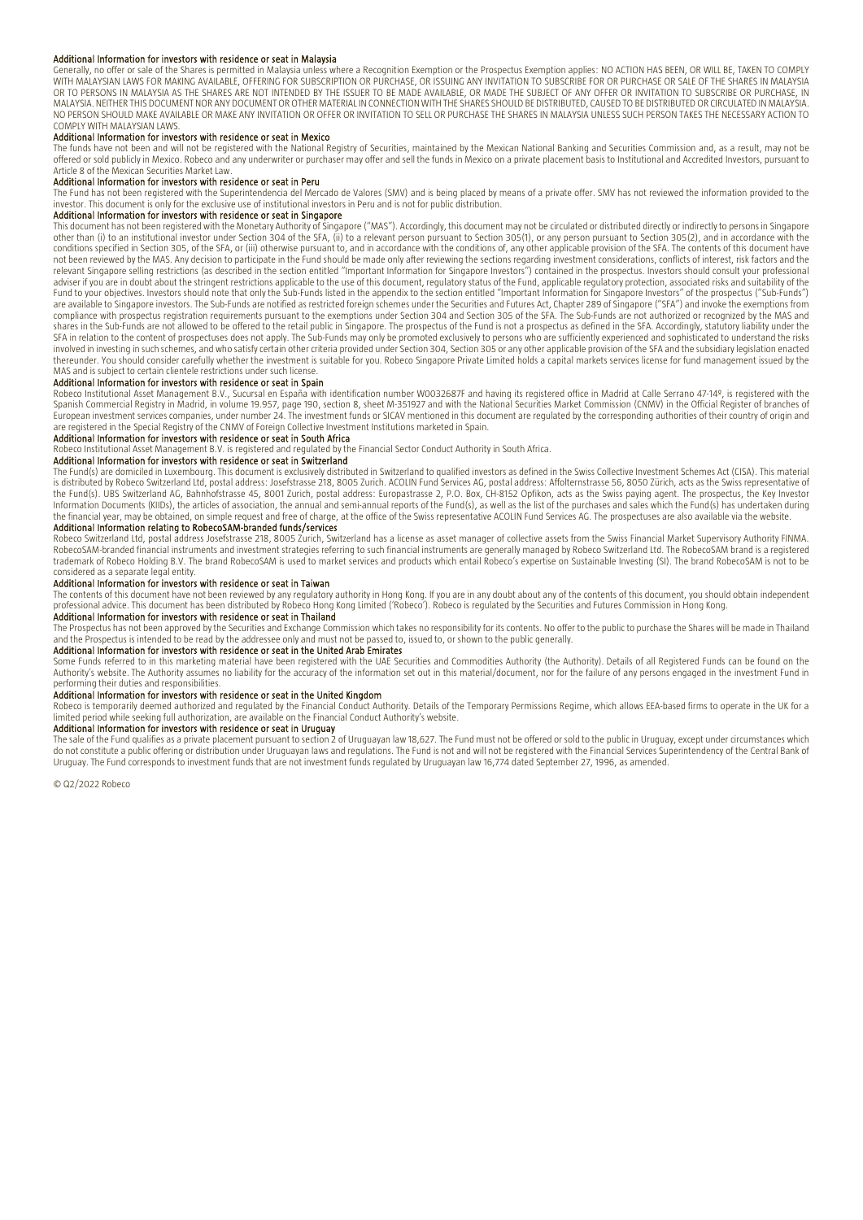### Additional Information for investors with residence or seat in Malaysia

Generally, no offer or sale of the Shares is permitted in Malaysia unless where a Recognition Exemption or the Prospectus Exemption applies: NO ACTION HAS BEEN, OR WILL BE, TAKEN TO COMPLY WITH MALAYSIAN LAWS FOR MAKING AVAILABLE, OFFERING FOR SUBSCRIPTION OR PURCHASE, OR ISSUING ANY INVITATION TO SUBSCRIBE FOR OR PURCHASE OR SALE OF THE SHARES IN MALAYSIA OR TO PERSONS IN MALAYSIA AS THE SHARES ARE NOT INTENDED BY THE ISSUER TO BE MADE AVAILABLE, OR MADE THE SUBJECT OF ANY OFFER OR INVITATION TO SUBSCRIBE OR PURCHASE, IN MALAYSIA. NEITHER THIS DOCUMENT NOR ANY DOCUMENT OR OTHER MATERIAL IN CONNECTION WITH THE SHARES SHOULD BE DISTRIBUTED, CAUSED TO BE DISTRIBUTED OR CIRCULATED IN MALAYSIA. NO PERSON SHOULD MAKE AVAILABLE OR MAKE ANY INVITATION OR OFFER OR INVITATION TO SELL OR PURCHASE THE SHARES IN MALAYSIA UNLESS SUCH PERSON TAKES THE NECESSARY ACTION TO COMPLY WITH MALAYSIAN LAWS.

### Additional Information for investors with residence or seat in Mexico

The funds have not been and will not be registered with the National Registry of Securities, maintained by the Mexican National Banking and Securities Commission and, as a result, may not be offered or sold publicly in Mexico. Robeco and any underwriter or purchaser may offer and sell the funds in Mexico on a private placement basis to Institutional and Accredited Investors, pursuant to Article 8 of the Mexican Securities Market Law.

### Additional Information for investors with residence or seat in Peru

The Fund has not been registered with the Superintendencia del Mercado de Valores (SMV) and is being placed by means of a private offer. SMV has not reviewed the information provided to the investor. This document is only for the exclusive use of institutional investors in Peru and is not for public distribution.

### Additional Information for investors with residence or seat in Singapore

This document has not been registered with the Monetary Authority of Singapore ("MAS"). Accordingly, this document may not be circulated or distributed directly or indirectly to persons in Singapore other than (i) to an institutional investor under Section 304 of the SFA, (ii) to a relevant person pursuant to Section 305(1), or any person pursuant to Section 305(2), and in accordance with the conditions specified in Section 305, of the SFA, or (iii) otherwise pursuant to, and in accordance with the conditions of, any other applicable provision of the SFA. The contents of this document have not been reviewed by the MAS. Any decision to participate in the Fund should be made only after reviewing the sections regarding investment considerations, conflicts of interest, risk factors and the relevant Singapore selling restrictions (as described in the section entitled "Important Information for Singapore Investors") contained in the prospectus. Investors should consult your professional adviser if you are in doubt about the stringent restrictions applicable to the use of this document, regulatory status of the Fund, applicable regulatory protection, associated risks and suitability of the Fund to your objectives. Investors should note that only the Sub-Funds listed in the appendix to the section entitled "Important Information for Singapore Investors" of the prospectus ("Sub-Funds") are available to Singapore investors. The Sub-Funds are notified as restricted foreign schemes under the Securities and Futures Act, Chapter 289 of Singapore ("SFA") and invoke the exemptions from compliance with prospectus registration requirements pursuant to the exemptions under Section 304 and Section 305 of the SFA. The Sub-Funds are not authorized or recognized by the MAS and shares in the Sub-Funds are not allowed to be offered to the retail public in Singapore. The prospectus of the Fund is not a prospectus as defined in the SFA. Accordingly, statutory liability under the SFA in relation to the content of prospectuses does not apply. The Sub-Funds may only be promoted exclusively to persons who are sufficiently experienced and sophisticated to understand the risks involved in investing in such schemes, and who satisfy certain other criteria provided under Section 304, Section 305 or any other applicable provision of the SFA and the subsidiary legislation enacted thereunder. You should consider carefully whether the investment is suitable for you. Robeco Singapore Private Limited holds a capital markets services license for fund management issued by the MAS and is subject to certain clientele restrictions under such license.

### Additional Information for investors with residence or seat in Spain

Robeco Institutional Asset Management B.V., Sucursal en España with identification number W0032687F and having its registered office in Madrid at Calle Serrano 47-14º, is registered with the Spanish Commercial Registry in Madrid, in volume 19.957, page 190, section 8, sheet M-351927 and with the National Securities Market Commission (CNMV) in the Official Register of branches of European investment services companies, under number 24. The investment funds or SICAV mentioned in this document are regulated by the corresponding authorities of their country of origin and are registered in the Special Registry of the CNMV of Foreign Collective Investment Institutions marketed in Spain.

### Additional Information for investors with residence or seat in South Africa

Robeco Institutional Asset Management B.V. is registered and regulated by the Financial Sector Conduct Authority in South Africa.

### Additional Information for investors with residence or seat in Switzerland

The Fund(s) are domiciled in Luxembourg. This document is exclusively distributed in Switzerland to qualified investors as defined in the Swiss Collective Investment Schemes Act (CISA). This material is distributed by Robeco Switzerland Ltd, postal address: Josefstrasse 218, 8005 Zurich. ACOLIN Fund Services AG, postal address: Affolternstrasse 56, 8050 Zürich, acts as the Swiss representative of the Fund(s). UBS Switzerland AG, Bahnhofstrasse 45, 8001 Zurich, postal address: Europastrasse 2, P.O. Box, CH-8152 Opfikon, acts as the Swiss paying agent. The prospectus, the Key Investor Information Documents (KIIDs), the articles of association, the annual and semi-annual reports of the Fund(s), as well as the list of the purchases and sales which the Fund(s) has undertaken during the financial year, may be obtained, on simple request and free of charge, at the office of the Swiss representative ACOLIN Fund Services AG. The prospectuses are also available via the website.

### Additional Information relating to RobecoSAM-branded funds/services

Robeco Switzerland Ltd, postal address Josefstrasse 218, 8005 Zurich, Switzerland has a license as asset manager of collective assets from the Swiss Financial Market Supervisory Authority FINMA. RobecoSAM-branded financial instruments and investment strategies referring to such financial instruments are generally managed by Robeco Switzerland Ltd. The RobecoSAM brand is a registered trademark of Robeco Holding B.V. The brand RobecoSAM is used to market services and products which entail Robeco's expertise on Sustainable Investing (SI). The brand RobecoSAM is not to be considered as a separate legal entity.

### Additional Information for investors with residence or seat in Taiwan

The contents of this document have not been reviewed by any regulatory authority in Hong Kong. If you are in any doubt about any of the contents of this document, you should obtain independent professional advice. This document has been distributed by Robeco Hong Kong Limited ('Robeco'). Robeco is regulated by the Securities and Futures Commission in Hong Kong.

### Additional Information for investors with residence or seat in Thailand

The Prospectus has not been approved by the Securities and Exchange Commission which takes no responsibility for its contents. No offer to the public to purchase the Shares will be made in Thailand and the Prospectus is intended to be read by the addressee only and must not be passed to, issued to, or shown to the public generally.

### Additional Information for investors with residence or seat in the United Arab Emirates

Some Funds referred to in this marketing material have been registered with the UAE Securities and Commodities Authority (the Authority). Details of all Registered Funds can be found on the Authority's website. The Authority assumes no liability for the accuracy of the information set out in this material/document, nor for the failure of any persons engaged in the investment Fund in performing their duties and responsibilities.

### Additional Information for investors with residence or seat in the United Kingdom

Robeco is temporarily deemed authorized and regulated by the Financial Conduct Authority. Details of the Temporary Permissions Regime, which allows EEA-based firms to operate in the UK for a limited period while seeking full authorization, are available on the Financial Conduct Authority's website.

### Additional Information for investors with residence or seat in Uruguay

The sale of the Fund qualifies as a private placement pursuant to section 2 of Uruguayan law 18,627. The Fund must not be offered or sold to the public in Uruguay, except under circumstances which do not constitute a public offering or distribution under Uruguayan laws and regulations. The Fund is not and will not be registered with the Financial Services Superintendency of the Central Bank of Uruguay. The Fund corresponds to investment funds that are not investment funds regulated by Uruguayan law 16,774 dated September 27, 1996, as amended.

© Q2/2022 Robeco